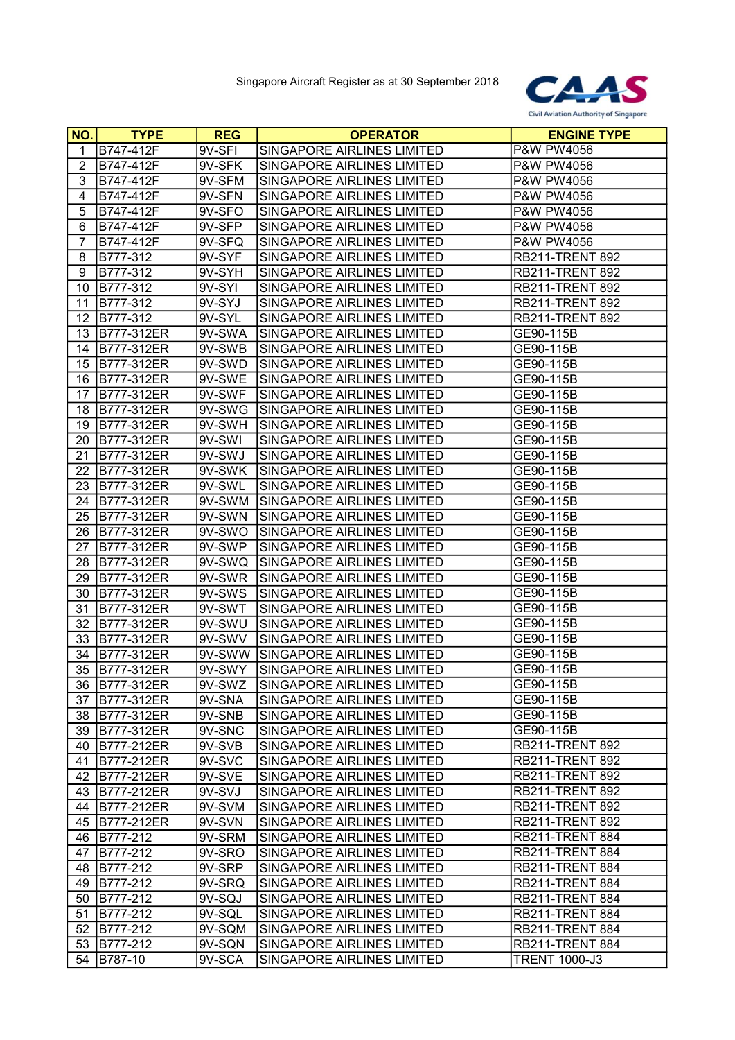Singapore Aircraft Register as at 30 September 2018

CAAS
Civil Aviation Authority of Singapore

| NO. | TYPE | REG | OPERATOR | ENGINE TYPE |
|---|---|---|---|---|
| 1 | B747-412F | 9V-SFI | SINGAPORE AIRLINES LIMITED | P&W PW4056 |
| 2 | B747-412F | 9V-SFK | SINGAPORE AIRLINES LIMITED | P&W PW4056 |
| 3 | B747-412F | 9V-SFM | SINGAPORE AIRLINES LIMITED | P&W PW4056 |
| 4 | B747-412F | 9V-SFN | SINGAPORE AIRLINES LIMITED | P&W PW4056 |
| 5 | B747-412F | 9V-SFO | SINGAPORE AIRLINES LIMITED | P&W PW4056 |
| 6 | B747-412F | 9V-SFP | SINGAPORE AIRLINES LIMITED | P&W PW4056 |
| 7 | B747-412F | 9V-SFQ | SINGAPORE AIRLINES LIMITED | P&W PW4056 |
| 8 | B777-312 | 9V-SYF | SINGAPORE AIRLINES LIMITED | RB211-TRENT 892 |
| 9 | B777-312 | 9V-SYH | SINGAPORE AIRLINES LIMITED | RB211-TRENT 892 |
| 10 | B777-312 | 9V-SYI | SINGAPORE AIRLINES LIMITED | RB211-TRENT 892 |
| 11 | B777-312 | 9V-SYJ | SINGAPORE AIRLINES LIMITED | RB211-TRENT 892 |
| 12 | B777-312 | 9V-SYL | SINGAPORE AIRLINES LIMITED | RB211-TRENT 892 |
| 13 | B777-312ER | 9V-SWA | SINGAPORE AIRLINES LIMITED | GE90-115B |
| 14 | B777-312ER | 9V-SWB | SINGAPORE AIRLINES LIMITED | GE90-115B |
| 15 | B777-312ER | 9V-SWD | SINGAPORE AIRLINES LIMITED | GE90-115B |
| 16 | B777-312ER | 9V-SWE | SINGAPORE AIRLINES LIMITED | GE90-115B |
| 17 | B777-312ER | 9V-SWF | SINGAPORE AIRLINES LIMITED | GE90-115B |
| 18 | B777-312ER | 9V-SWG | SINGAPORE AIRLINES LIMITED | GE90-115B |
| 19 | B777-312ER | 9V-SWH | SINGAPORE AIRLINES LIMITED | GE90-115B |
| 20 | B777-312ER | 9V-SWI | SINGAPORE AIRLINES LIMITED | GE90-115B |
| 21 | B777-312ER | 9V-SWJ | SINGAPORE AIRLINES LIMITED | GE90-115B |
| 22 | B777-312ER | 9V-SWK | SINGAPORE AIRLINES LIMITED | GE90-115B |
| 23 | B777-312ER | 9V-SWL | SINGAPORE AIRLINES LIMITED | GE90-115B |
| 24 | B777-312ER | 9V-SWM | SINGAPORE AIRLINES LIMITED | GE90-115B |
| 25 | B777-312ER | 9V-SWN | SINGAPORE AIRLINES LIMITED | GE90-115B |
| 26 | B777-312ER | 9V-SWO | SINGAPORE AIRLINES LIMITED | GE90-115B |
| 27 | B777-312ER | 9V-SWP | SINGAPORE AIRLINES LIMITED | GE90-115B |
| 28 | B777-312ER | 9V-SWQ | SINGAPORE AIRLINES LIMITED | GE90-115B |
| 29 | B777-312ER | 9V-SWR | SINGAPORE AIRLINES LIMITED | GE90-115B |
| 30 | B777-312ER | 9V-SWS | SINGAPORE AIRLINES LIMITED | GE90-115B |
| 31 | B777-312ER | 9V-SWT | SINGAPORE AIRLINES LIMITED | GE90-115B |
| 32 | B777-312ER | 9V-SWU | SINGAPORE AIRLINES LIMITED | GE90-115B |
| 33 | B777-312ER | 9V-SWV | SINGAPORE AIRLINES LIMITED | GE90-115B |
| 34 | B777-312ER | 9V-SWW | SINGAPORE AIRLINES LIMITED | GE90-115B |
| 35 | B777-312ER | 9V-SWY | SINGAPORE AIRLINES LIMITED | GE90-115B |
| 36 | B777-312ER | 9V-SWZ | SINGAPORE AIRLINES LIMITED | GE90-115B |
| 37 | B777-312ER | 9V-SNA | SINGAPORE AIRLINES LIMITED | GE90-115B |
| 38 | B777-312ER | 9V-SNB | SINGAPORE AIRLINES LIMITED | GE90-115B |
| 39 | B777-312ER | 9V-SNC | SINGAPORE AIRLINES LIMITED | GE90-115B |
| 40 | B777-212ER | 9V-SVB | SINGAPORE AIRLINES LIMITED | RB211-TRENT 892 |
| 41 | B777-212ER | 9V-SVC | SINGAPORE AIRLINES LIMITED | RB211-TRENT 892 |
| 42 | B777-212ER | 9V-SVE | SINGAPORE AIRLINES LIMITED | RB211-TRENT 892 |
| 43 | B777-212ER | 9V-SVJ | SINGAPORE AIRLINES LIMITED | RB211-TRENT 892 |
| 44 | B777-212ER | 9V-SVM | SINGAPORE AIRLINES LIMITED | RB211-TRENT 892 |
| 45 | B777-212ER | 9V-SVN | SINGAPORE AIRLINES LIMITED | RB211-TRENT 892 |
| 46 | B777-212 | 9V-SRM | SINGAPORE AIRLINES LIMITED | RB211-TRENT 884 |
| 47 | B777-212 | 9V-SRO | SINGAPORE AIRLINES LIMITED | RB211-TRENT 884 |
| 48 | B777-212 | 9V-SRP | SINGAPORE AIRLINES LIMITED | RB211-TRENT 884 |
| 49 | B777-212 | 9V-SRQ | SINGAPORE AIRLINES LIMITED | RB211-TRENT 884 |
| 50 | B777-212 | 9V-SQJ | SINGAPORE AIRLINES LIMITED | RB211-TRENT 884 |
| 51 | B777-212 | 9V-SQL | SINGAPORE AIRLINES LIMITED | RB211-TRENT 884 |
| 52 | B777-212 | 9V-SQM | SINGAPORE AIRLINES LIMITED | RB211-TRENT 884 |
| 53 | B777-212 | 9V-SQN | SINGAPORE AIRLINES LIMITED | RB211-TRENT 884 |
| 54 | B787-10 | 9V-SCA | SINGAPORE AIRLINES LIMITED | TRENT 1000-J3 |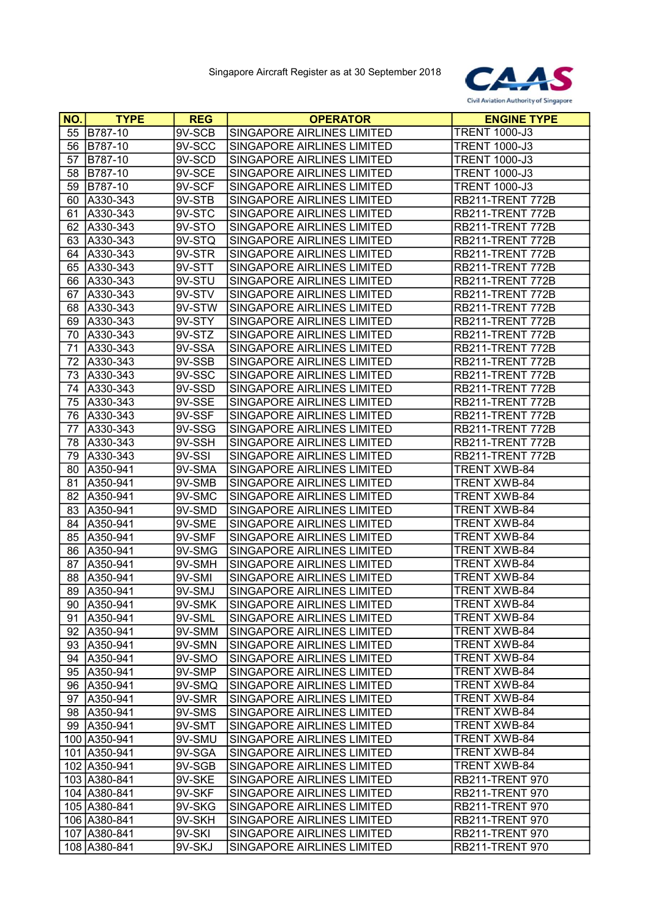Singapore Aircraft Register as at 30 September 2018

| NO. | TYPE | REG | OPERATOR | ENGINE TYPE |
|---|---|---|---|---|
| 55 | B787-10 | 9V-SCB | SINGAPORE AIRLINES LIMITED | TRENT 1000-J3 |
| 56 | B787-10 | 9V-SCC | SINGAPORE AIRLINES LIMITED | TRENT 1000-J3 |
| 57 | B787-10 | 9V-SCD | SINGAPORE AIRLINES LIMITED | TRENT 1000-J3 |
| 58 | B787-10 | 9V-SCE | SINGAPORE AIRLINES LIMITED | TRENT 1000-J3 |
| 59 | B787-10 | 9V-SCF | SINGAPORE AIRLINES LIMITED | TRENT 1000-J3 |
| 60 | A330-343 | 9V-STB | SINGAPORE AIRLINES LIMITED | RB211-TRENT 772B |
| 61 | A330-343 | 9V-STC | SINGAPORE AIRLINES LIMITED | RB211-TRENT 772B |
| 62 | A330-343 | 9V-STO | SINGAPORE AIRLINES LIMITED | RB211-TRENT 772B |
| 63 | A330-343 | 9V-STQ | SINGAPORE AIRLINES LIMITED | RB211-TRENT 772B |
| 64 | A330-343 | 9V-STR | SINGAPORE AIRLINES LIMITED | RB211-TRENT 772B |
| 65 | A330-343 | 9V-STT | SINGAPORE AIRLINES LIMITED | RB211-TRENT 772B |
| 66 | A330-343 | 9V-STU | SINGAPORE AIRLINES LIMITED | RB211-TRENT 772B |
| 67 | A330-343 | 9V-STV | SINGAPORE AIRLINES LIMITED | RB211-TRENT 772B |
| 68 | A330-343 | 9V-STW | SINGAPORE AIRLINES LIMITED | RB211-TRENT 772B |
| 69 | A330-343 | 9V-STY | SINGAPORE AIRLINES LIMITED | RB211-TRENT 772B |
| 70 | A330-343 | 9V-STZ | SINGAPORE AIRLINES LIMITED | RB211-TRENT 772B |
| 71 | A330-343 | 9V-SSA | SINGAPORE AIRLINES LIMITED | RB211-TRENT 772B |
| 72 | A330-343 | 9V-SSB | SINGAPORE AIRLINES LIMITED | RB211-TRENT 772B |
| 73 | A330-343 | 9V-SSC | SINGAPORE AIRLINES LIMITED | RB211-TRENT 772B |
| 74 | A330-343 | 9V-SSD | SINGAPORE AIRLINES LIMITED | RB211-TRENT 772B |
| 75 | A330-343 | 9V-SSE | SINGAPORE AIRLINES LIMITED | RB211-TRENT 772B |
| 76 | A330-343 | 9V-SSF | SINGAPORE AIRLINES LIMITED | RB211-TRENT 772B |
| 77 | A330-343 | 9V-SSG | SINGAPORE AIRLINES LIMITED | RB211-TRENT 772B |
| 78 | A330-343 | 9V-SSH | SINGAPORE AIRLINES LIMITED | RB211-TRENT 772B |
| 79 | A330-343 | 9V-SSI | SINGAPORE AIRLINES LIMITED | RB211-TRENT 772B |
| 80 | A350-941 | 9V-SMA | SINGAPORE AIRLINES LIMITED | TRENT XWB-84 |
| 81 | A350-941 | 9V-SMB | SINGAPORE AIRLINES LIMITED | TRENT XWB-84 |
| 82 | A350-941 | 9V-SMC | SINGAPORE AIRLINES LIMITED | TRENT XWB-84 |
| 83 | A350-941 | 9V-SMD | SINGAPORE AIRLINES LIMITED | TRENT XWB-84 |
| 84 | A350-941 | 9V-SME | SINGAPORE AIRLINES LIMITED | TRENT XWB-84 |
| 85 | A350-941 | 9V-SMF | SINGAPORE AIRLINES LIMITED | TRENT XWB-84 |
| 86 | A350-941 | 9V-SMG | SINGAPORE AIRLINES LIMITED | TRENT XWB-84 |
| 87 | A350-941 | 9V-SMH | SINGAPORE AIRLINES LIMITED | TRENT XWB-84 |
| 88 | A350-941 | 9V-SMI | SINGAPORE AIRLINES LIMITED | TRENT XWB-84 |
| 89 | A350-941 | 9V-SMJ | SINGAPORE AIRLINES LIMITED | TRENT XWB-84 |
| 90 | A350-941 | 9V-SMK | SINGAPORE AIRLINES LIMITED | TRENT XWB-84 |
| 91 | A350-941 | 9V-SML | SINGAPORE AIRLINES LIMITED | TRENT XWB-84 |
| 92 | A350-941 | 9V-SMM | SINGAPORE AIRLINES LIMITED | TRENT XWB-84 |
| 93 | A350-941 | 9V-SMN | SINGAPORE AIRLINES LIMITED | TRENT XWB-84 |
| 94 | A350-941 | 9V-SMO | SINGAPORE AIRLINES LIMITED | TRENT XWB-84 |
| 95 | A350-941 | 9V-SMP | SINGAPORE AIRLINES LIMITED | TRENT XWB-84 |
| 96 | A350-941 | 9V-SMQ | SINGAPORE AIRLINES LIMITED | TRENT XWB-84 |
| 97 | A350-941 | 9V-SMR | SINGAPORE AIRLINES LIMITED | TRENT XWB-84 |
| 98 | A350-941 | 9V-SMS | SINGAPORE AIRLINES LIMITED | TRENT XWB-84 |
| 99 | A350-941 | 9V-SMT | SINGAPORE AIRLINES LIMITED | TRENT XWB-84 |
| 100 | A350-941 | 9V-SMU | SINGAPORE AIRLINES LIMITED | TRENT XWB-84 |
| 101 | A350-941 | 9V-SGA | SINGAPORE AIRLINES LIMITED | TRENT XWB-84 |
| 102 | A350-941 | 9V-SGB | SINGAPORE AIRLINES LIMITED | TRENT XWB-84 |
| 103 | A380-841 | 9V-SKE | SINGAPORE AIRLINES LIMITED | RB211-TRENT 970 |
| 104 | A380-841 | 9V-SKF | SINGAPORE AIRLINES LIMITED | RB211-TRENT 970 |
| 105 | A380-841 | 9V-SKG | SINGAPORE AIRLINES LIMITED | RB211-TRENT 970 |
| 106 | A380-841 | 9V-SKH | SINGAPORE AIRLINES LIMITED | RB211-TRENT 970 |
| 107 | A380-841 | 9V-SKI | SINGAPORE AIRLINES LIMITED | RB211-TRENT 970 |
| 108 | A380-841 | 9V-SKJ | SINGAPORE AIRLINES LIMITED | RB211-TRENT 970 |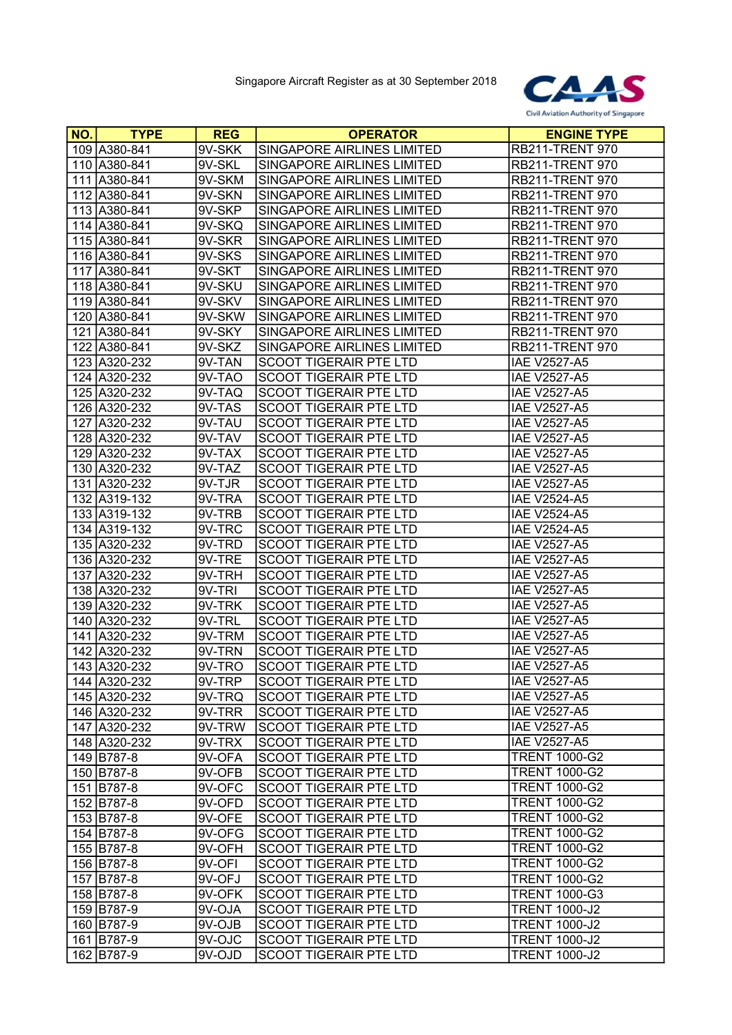Singapore Aircraft Register as at 30 September 2018

| NO. | TYPE | REG | OPERATOR | ENGINE TYPE |
|---|---|---|---|---|
| 109 | A380-841 | 9V-SKK | SINGAPORE AIRLINES LIMITED | RB211-TRENT 970 |
| 110 | A380-841 | 9V-SKL | SINGAPORE AIRLINES LIMITED | RB211-TRENT 970 |
| 111 | A380-841 | 9V-SKM | SINGAPORE AIRLINES LIMITED | RB211-TRENT 970 |
| 112 | A380-841 | 9V-SKN | SINGAPORE AIRLINES LIMITED | RB211-TRENT 970 |
| 113 | A380-841 | 9V-SKP | SINGAPORE AIRLINES LIMITED | RB211-TRENT 970 |
| 114 | A380-841 | 9V-SKQ | SINGAPORE AIRLINES LIMITED | RB211-TRENT 970 |
| 115 | A380-841 | 9V-SKR | SINGAPORE AIRLINES LIMITED | RB211-TRENT 970 |
| 116 | A380-841 | 9V-SKS | SINGAPORE AIRLINES LIMITED | RB211-TRENT 970 |
| 117 | A380-841 | 9V-SKT | SINGAPORE AIRLINES LIMITED | RB211-TRENT 970 |
| 118 | A380-841 | 9V-SKU | SINGAPORE AIRLINES LIMITED | RB211-TRENT 970 |
| 119 | A380-841 | 9V-SKV | SINGAPORE AIRLINES LIMITED | RB211-TRENT 970 |
| 120 | A380-841 | 9V-SKW | SINGAPORE AIRLINES LIMITED | RB211-TRENT 970 |
| 121 | A380-841 | 9V-SKY | SINGAPORE AIRLINES LIMITED | RB211-TRENT 970 |
| 122 | A380-841 | 9V-SKZ | SINGAPORE AIRLINES LIMITED | RB211-TRENT 970 |
| 123 | A320-232 | 9V-TAN | SCOOT TIGERAIR PTE LTD | IAE V2527-A5 |
| 124 | A320-232 | 9V-TAO | SCOOT TIGERAIR PTE LTD | IAE V2527-A5 |
| 125 | A320-232 | 9V-TAQ | SCOOT TIGERAIR PTE LTD | IAE V2527-A5 |
| 126 | A320-232 | 9V-TAS | SCOOT TIGERAIR PTE LTD | IAE V2527-A5 |
| 127 | A320-232 | 9V-TAU | SCOOT TIGERAIR PTE LTD | IAE V2527-A5 |
| 128 | A320-232 | 9V-TAV | SCOOT TIGERAIR PTE LTD | IAE V2527-A5 |
| 129 | A320-232 | 9V-TAX | SCOOT TIGERAIR PTE LTD | IAE V2527-A5 |
| 130 | A320-232 | 9V-TAZ | SCOOT TIGERAIR PTE LTD | IAE V2527-A5 |
| 131 | A320-232 | 9V-TJR | SCOOT TIGERAIR PTE LTD | IAE V2527-A5 |
| 132 | A319-132 | 9V-TRA | SCOOT TIGERAIR PTE LTD | IAE V2524-A5 |
| 133 | A319-132 | 9V-TRB | SCOOT TIGERAIR PTE LTD | IAE V2524-A5 |
| 134 | A319-132 | 9V-TRC | SCOOT TIGERAIR PTE LTD | IAE V2524-A5 |
| 135 | A320-232 | 9V-TRD | SCOOT TIGERAIR PTE LTD | IAE V2527-A5 |
| 136 | A320-232 | 9V-TRE | SCOOT TIGERAIR PTE LTD | IAE V2527-A5 |
| 137 | A320-232 | 9V-TRH | SCOOT TIGERAIR PTE LTD | IAE V2527-A5 |
| 138 | A320-232 | 9V-TRI | SCOOT TIGERAIR PTE LTD | IAE V2527-A5 |
| 139 | A320-232 | 9V-TRK | SCOOT TIGERAIR PTE LTD | IAE V2527-A5 |
| 140 | A320-232 | 9V-TRL | SCOOT TIGERAIR PTE LTD | IAE V2527-A5 |
| 141 | A320-232 | 9V-TRM | SCOOT TIGERAIR PTE LTD | IAE V2527-A5 |
| 142 | A320-232 | 9V-TRN | SCOOT TIGERAIR PTE LTD | IAE V2527-A5 |
| 143 | A320-232 | 9V-TRO | SCOOT TIGERAIR PTE LTD | IAE V2527-A5 |
| 144 | A320-232 | 9V-TRP | SCOOT TIGERAIR PTE LTD | IAE V2527-A5 |
| 145 | A320-232 | 9V-TRQ | SCOOT TIGERAIR PTE LTD | IAE V2527-A5 |
| 146 | A320-232 | 9V-TRR | SCOOT TIGERAIR PTE LTD | IAE V2527-A5 |
| 147 | A320-232 | 9V-TRW | SCOOT TIGERAIR PTE LTD | IAE V2527-A5 |
| 148 | A320-232 | 9V-TRX | SCOOT TIGERAIR PTE LTD | IAE V2527-A5 |
| 149 | B787-8 | 9V-OFA | SCOOT TIGERAIR PTE LTD | TRENT 1000-G2 |
| 150 | B787-8 | 9V-OFB | SCOOT TIGERAIR PTE LTD | TRENT 1000-G2 |
| 151 | B787-8 | 9V-OFC | SCOOT TIGERAIR PTE LTD | TRENT 1000-G2 |
| 152 | B787-8 | 9V-OFD | SCOOT TIGERAIR PTE LTD | TRENT 1000-G2 |
| 153 | B787-8 | 9V-OFE | SCOOT TIGERAIR PTE LTD | TRENT 1000-G2 |
| 154 | B787-8 | 9V-OFG | SCOOT TIGERAIR PTE LTD | TRENT 1000-G2 |
| 155 | B787-8 | 9V-OFH | SCOOT TIGERAIR PTE LTD | TRENT 1000-G2 |
| 156 | B787-8 | 9V-OFI | SCOOT TIGERAIR PTE LTD | TRENT 1000-G2 |
| 157 | B787-8 | 9V-OFJ | SCOOT TIGERAIR PTE LTD | TRENT 1000-G2 |
| 158 | B787-8 | 9V-OFK | SCOOT TIGERAIR PTE LTD | TRENT 1000-G3 |
| 159 | B787-9 | 9V-OJA | SCOOT TIGERAIR PTE LTD | TRENT 1000-J2 |
| 160 | B787-9 | 9V-OJB | SCOOT TIGERAIR PTE LTD | TRENT 1000-J2 |
| 161 | B787-9 | 9V-OJC | SCOOT TIGERAIR PTE LTD | TRENT 1000-J2 |
| 162 | B787-9 | 9V-OJD | SCOOT TIGERAIR PTE LTD | TRENT 1000-J2 |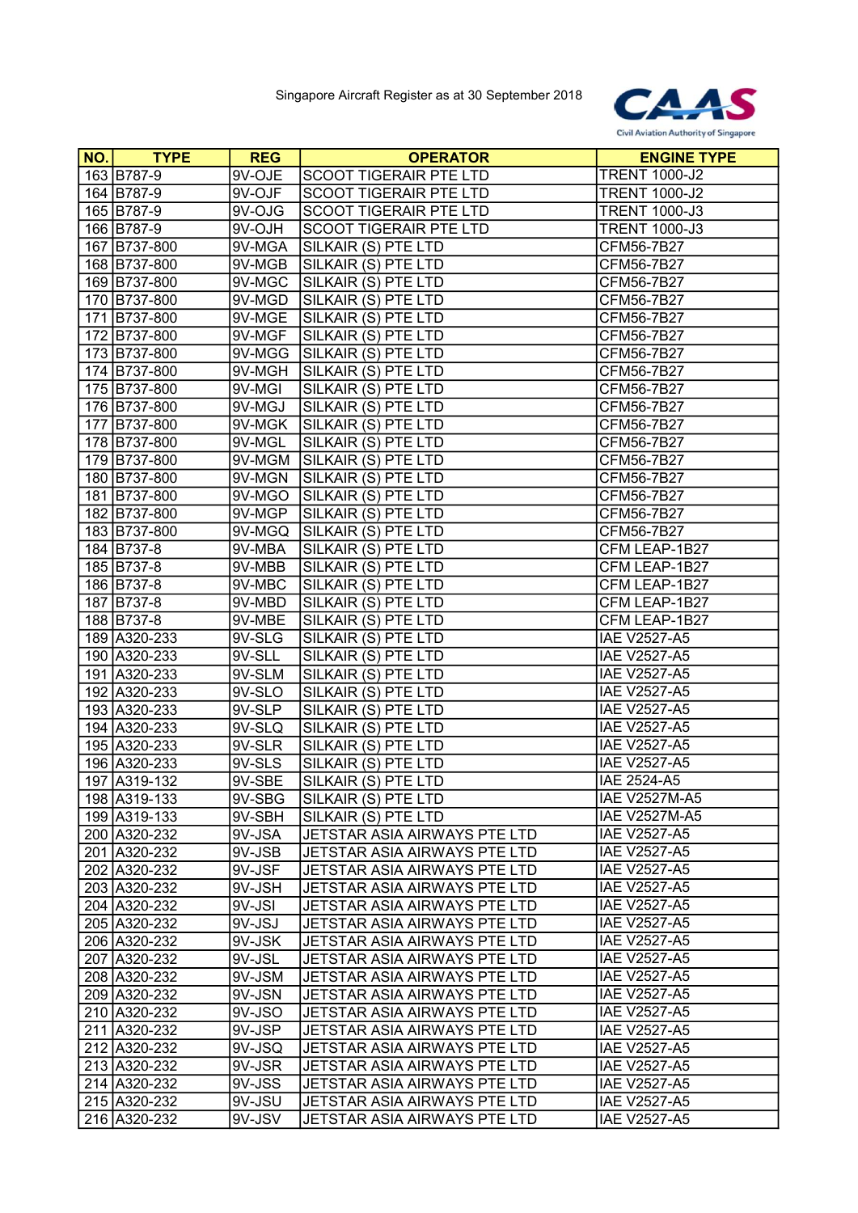Singapore Aircraft Register as at 30 September 2018

| NO. | TYPE | REG | OPERATOR | ENGINE TYPE |
|---|---|---|---|---|
| 163 | B787-9 | 9V-OJE | SCOOT TIGERAIR PTE LTD | TRENT 1000-J2 |
| 164 | B787-9 | 9V-OJF | SCOOT TIGERAIR PTE LTD | TRENT 1000-J2 |
| 165 | B787-9 | 9V-OJG | SCOOT TIGERAIR PTE LTD | TRENT 1000-J3 |
| 166 | B787-9 | 9V-OJH | SCOOT TIGERAIR PTE LTD | TRENT 1000-J3 |
| 167 | B737-800 | 9V-MGA | SILKAIR (S) PTE LTD | CFM56-7B27 |
| 168 | B737-800 | 9V-MGB | SILKAIR (S) PTE LTD | CFM56-7B27 |
| 169 | B737-800 | 9V-MGC | SILKAIR (S) PTE LTD | CFM56-7B27 |
| 170 | B737-800 | 9V-MGD | SILKAIR (S) PTE LTD | CFM56-7B27 |
| 171 | B737-800 | 9V-MGE | SILKAIR (S) PTE LTD | CFM56-7B27 |
| 172 | B737-800 | 9V-MGF | SILKAIR (S) PTE LTD | CFM56-7B27 |
| 173 | B737-800 | 9V-MGG | SILKAIR (S) PTE LTD | CFM56-7B27 |
| 174 | B737-800 | 9V-MGH | SILKAIR (S) PTE LTD | CFM56-7B27 |
| 175 | B737-800 | 9V-MGI | SILKAIR (S) PTE LTD | CFM56-7B27 |
| 176 | B737-800 | 9V-MGJ | SILKAIR (S) PTE LTD | CFM56-7B27 |
| 177 | B737-800 | 9V-MGK | SILKAIR (S) PTE LTD | CFM56-7B27 |
| 178 | B737-800 | 9V-MGL | SILKAIR (S) PTE LTD | CFM56-7B27 |
| 179 | B737-800 | 9V-MGM | SILKAIR (S) PTE LTD | CFM56-7B27 |
| 180 | B737-800 | 9V-MGN | SILKAIR (S) PTE LTD | CFM56-7B27 |
| 181 | B737-800 | 9V-MGO | SILKAIR (S) PTE LTD | CFM56-7B27 |
| 182 | B737-800 | 9V-MGP | SILKAIR (S) PTE LTD | CFM56-7B27 |
| 183 | B737-800 | 9V-MGQ | SILKAIR (S) PTE LTD | CFM56-7B27 |
| 184 | B737-8 | 9V-MBA | SILKAIR (S) PTE LTD | CFM LEAP-1B27 |
| 185 | B737-8 | 9V-MBB | SILKAIR (S) PTE LTD | CFM LEAP-1B27 |
| 186 | B737-8 | 9V-MBC | SILKAIR (S) PTE LTD | CFM LEAP-1B27 |
| 187 | B737-8 | 9V-MBD | SILKAIR (S) PTE LTD | CFM LEAP-1B27 |
| 188 | B737-8 | 9V-MBE | SILKAIR (S) PTE LTD | CFM LEAP-1B27 |
| 189 | A320-233 | 9V-SLG | SILKAIR (S) PTE LTD | IAE V2527-A5 |
| 190 | A320-233 | 9V-SLL | SILKAIR (S) PTE LTD | IAE V2527-A5 |
| 191 | A320-233 | 9V-SLM | SILKAIR (S) PTE LTD | IAE V2527-A5 |
| 192 | A320-233 | 9V-SLO | SILKAIR (S) PTE LTD | IAE V2527-A5 |
| 193 | A320-233 | 9V-SLP | SILKAIR (S) PTE LTD | IAE V2527-A5 |
| 194 | A320-233 | 9V-SLQ | SILKAIR (S) PTE LTD | IAE V2527-A5 |
| 195 | A320-233 | 9V-SLR | SILKAIR (S) PTE LTD | IAE V2527-A5 |
| 196 | A320-233 | 9V-SLS | SILKAIR (S) PTE LTD | IAE V2527-A5 |
| 197 | A319-132 | 9V-SBE | SILKAIR (S) PTE LTD | IAE 2524-A5 |
| 198 | A319-133 | 9V-SBG | SILKAIR (S) PTE LTD | IAE V2527M-A5 |
| 199 | A319-133 | 9V-SBH | SILKAIR (S) PTE LTD | IAE V2527M-A5 |
| 200 | A320-232 | 9V-JSA | JETSTAR ASIA AIRWAYS PTE LTD | IAE V2527-A5 |
| 201 | A320-232 | 9V-JSB | JETSTAR ASIA AIRWAYS PTE LTD | IAE V2527-A5 |
| 202 | A320-232 | 9V-JSF | JETSTAR ASIA AIRWAYS PTE LTD | IAE V2527-A5 |
| 203 | A320-232 | 9V-JSH | JETSTAR ASIA AIRWAYS PTE LTD | IAE V2527-A5 |
| 204 | A320-232 | 9V-JSI | JETSTAR ASIA AIRWAYS PTE LTD | IAE V2527-A5 |
| 205 | A320-232 | 9V-JSJ | JETSTAR ASIA AIRWAYS PTE LTD | IAE V2527-A5 |
| 206 | A320-232 | 9V-JSK | JETSTAR ASIA AIRWAYS PTE LTD | IAE V2527-A5 |
| 207 | A320-232 | 9V-JSL | JETSTAR ASIA AIRWAYS PTE LTD | IAE V2527-A5 |
| 208 | A320-232 | 9V-JSM | JETSTAR ASIA AIRWAYS PTE LTD | IAE V2527-A5 |
| 209 | A320-232 | 9V-JSN | JETSTAR ASIA AIRWAYS PTE LTD | IAE V2527-A5 |
| 210 | A320-232 | 9V-JSO | JETSTAR ASIA AIRWAYS PTE LTD | IAE V2527-A5 |
| 211 | A320-232 | 9V-JSP | JETSTAR ASIA AIRWAYS PTE LTD | IAE V2527-A5 |
| 212 | A320-232 | 9V-JSQ | JETSTAR ASIA AIRWAYS PTE LTD | IAE V2527-A5 |
| 213 | A320-232 | 9V-JSR | JETSTAR ASIA AIRWAYS PTE LTD | IAE V2527-A5 |
| 214 | A320-232 | 9V-JSS | JETSTAR ASIA AIRWAYS PTE LTD | IAE V2527-A5 |
| 215 | A320-232 | 9V-JSU | JETSTAR ASIA AIRWAYS PTE LTD | IAE V2527-A5 |
| 216 | A320-232 | 9V-JSV | JETSTAR ASIA AIRWAYS PTE LTD | IAE V2527-A5 |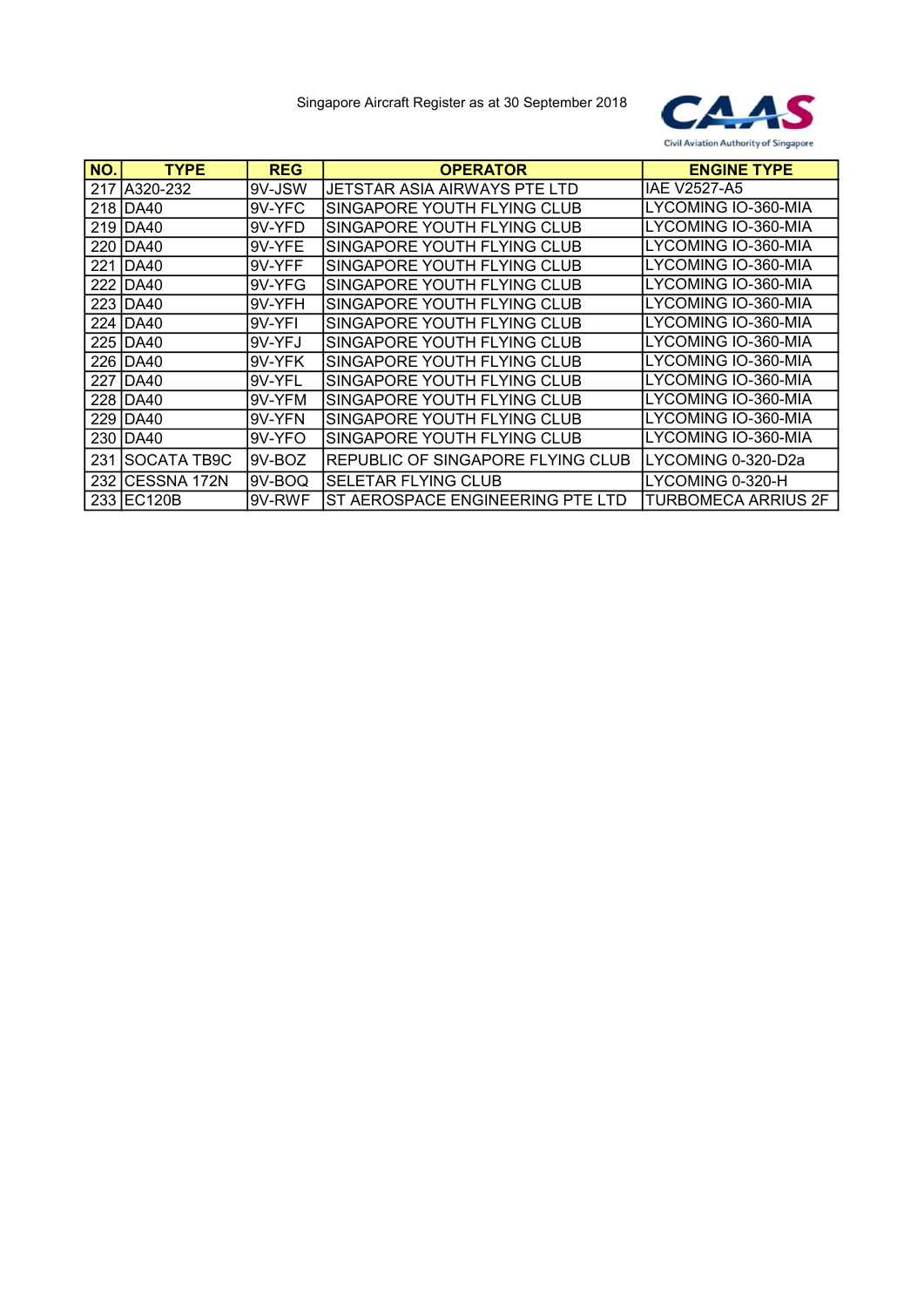Singapore Aircraft Register as at 30 September 2018

CAAS
Civil Aviation Authority of Singapore

| NO. | TYPE | REG | OPERATOR | ENGINE TYPE |
|---|---|---|---|---|
| 217 | A320-232 | 9V-JSW | JETSTAR ASIA AIRWAYS PTE LTD | IAE V2527-A5 |
| 218 | DA40 | 9V-YFC | SINGAPORE YOUTH FLYING CLUB | LYCOMING IO-360-MIA |
| 219 | DA40 | 9V-YFD | SINGAPORE YOUTH FLYING CLUB | LYCOMING IO-360-MIA |
| 220 | DA40 | 9V-YFE | SINGAPORE YOUTH FLYING CLUB | LYCOMING IO-360-MIA |
| 221 | DA40 | 9V-YFF | SINGAPORE YOUTH FLYING CLUB | LYCOMING IO-360-MIA |
| 222 | DA40 | 9V-YFG | SINGAPORE YOUTH FLYING CLUB | LYCOMING IO-360-MIA |
| 223 | DA40 | 9V-YFH | SINGAPORE YOUTH FLYING CLUB | LYCOMING IO-360-MIA |
| 224 | DA40 | 9V-YFI | SINGAPORE YOUTH FLYING CLUB | LYCOMING IO-360-MIA |
| 225 | DA40 | 9V-YFJ | SINGAPORE YOUTH FLYING CLUB | LYCOMING IO-360-MIA |
| 226 | DA40 | 9V-YFK | SINGAPORE YOUTH FLYING CLUB | LYCOMING IO-360-MIA |
| 227 | DA40 | 9V-YFL | SINGAPORE YOUTH FLYING CLUB | LYCOMING IO-360-MIA |
| 228 | DA40 | 9V-YFM | SINGAPORE YOUTH FLYING CLUB | LYCOMING IO-360-MIA |
| 229 | DA40 | 9V-YFN | SINGAPORE YOUTH FLYING CLUB | LYCOMING IO-360-MIA |
| 230 | DA40 | 9V-YFO | SINGAPORE YOUTH FLYING CLUB | LYCOMING IO-360-MIA |
| 231 | SOCATA TB9C | 9V-BOZ | REPUBLIC OF SINGAPORE FLYING CLUB | LYCOMING 0-320-D2a |
| 232 | CESSNA 172N | 9V-BOQ | SELETAR FLYING CLUB | LYCOMING 0-320-H |
| 233 | EC120B | 9V-RWF | ST AEROSPACE ENGINEERING PTE LTD | TURBOMECA ARRIUS 2F |